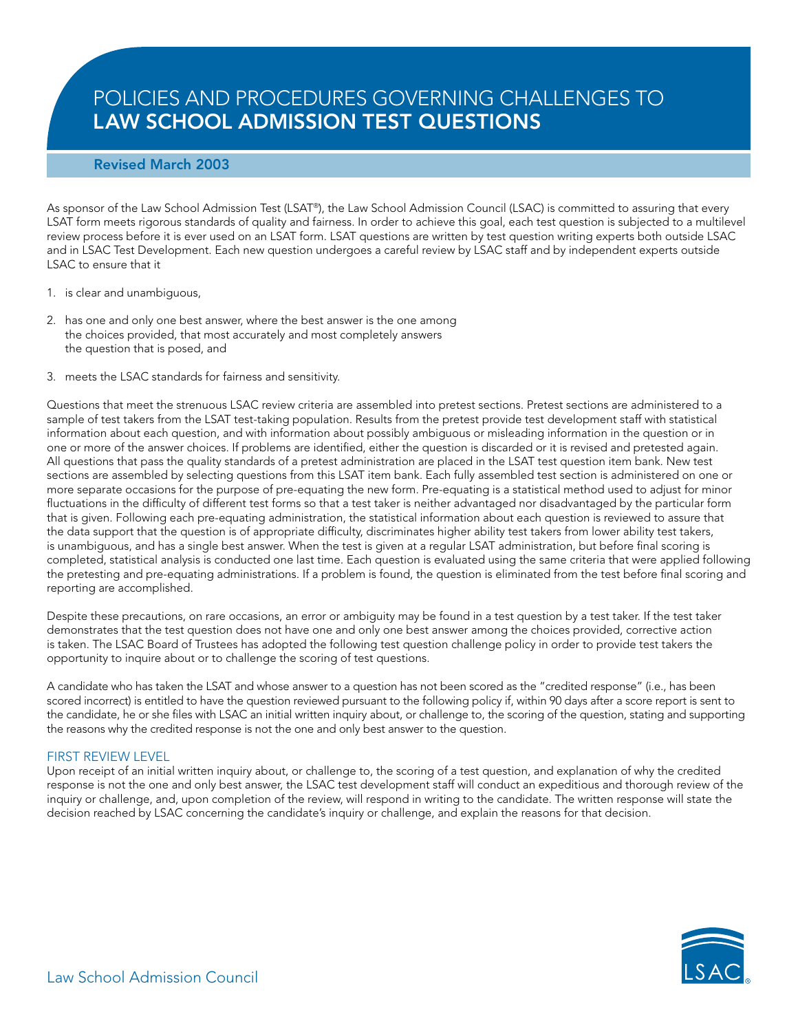# POLICIES AND PROCEDURES GOVERNING CHALLENGES TO LAW SCHOOL ADMISSION TEST QUESTIONS

**Revised March 2003**

As sponsor of the Law School Admission Test (LSAT®), the Law School Admission Council (LSAC) is committed to assuring that every LSAT form meets rigorous standards of quality and fairness. In order to achieve this goal, each test question is subjected to a multilevel review process before it is ever used on an LSAT form. LSAT questions are written by test question writing experts both outside LSAC and in LSAC Test Development. Each new question undergoes a careful review by LSAC staff and by independent experts outside LSAC to ensure that it

1. is clear and unambiguous,
2. has one and only one best answer, where the best answer is the one among the choices provided, that most accurately and most completely answers the question that is posed, and
3. meets the LSAC standards for fairness and sensitivity.

Questions that meet the strenuous LSAC review criteria are assembled into pretest sections. Pretest sections are administered to a sample of test takers from the LSAT test-taking population. Results from the pretest provide test development staff with statistical information about each question, and with information about possibly ambiguous or misleading information in the question or in one or more of the answer choices. If problems are identified, either the question is discarded or it is revised and pretested again. All questions that pass the quality standards of a pretest administration are placed in the LSAT test question item bank. New test sections are assembled by selecting questions from this LSAT item bank. Each fully assembled test section is administered on one or more separate occasions for the purpose of pre-equating the new form. Pre-equating is a statistical method used to adjust for minor fluctuations in the difficulty of different test forms so that a test taker is neither advantaged nor disadvantaged by the particular form that is given. Following each pre-equating administration, the statistical information about each question is reviewed to assure that the data support that the question is of appropriate difficulty, discriminates higher ability test takers from lower ability test takers, is unambiguous, and has a single best answer. When the test is given at a regular LSAT administration, but before final scoring is completed, statistical analysis is conducted one last time. Each question is evaluated using the same criteria that were applied following the pretesting and pre-equating administrations. If a problem is found, the question is eliminated from the test before final scoring and reporting are accomplished.

Despite these precautions, on rare occasions, an error or ambiguity may be found in a test question by a test taker. If the test taker demonstrates that the test question does not have one and only one best answer among the choices provided, corrective action is taken. The LSAC Board of Trustees has adopted the following test question challenge policy in order to provide test takers the opportunity to inquire about or to challenge the scoring of test questions.

A candidate who has taken the LSAT and whose answer to a question has not been scored as the "credited response" (i.e., has been scored incorrect) is entitled to have the question reviewed pursuant to the following policy if, within 90 days after a score report is sent to the candidate, he or she files with LSAC an initial written inquiry about, or challenge to, the scoring of the question, stating and supporting the reasons why the credited response is not the one and only best answer to the question.

## FIRST REVIEW LEVEL

Upon receipt of an initial written inquiry about, or challenge to, the scoring of a test question, and explanation of why the credited response is not the one and only best answer, the LSAC test development staff will conduct an expeditious and thorough review of the inquiry or challenge, and, upon completion of the review, will respond in writing to the candidate. The written response will state the decision reached by LSAC concerning the candidate's inquiry or challenge, and explain the reasons for that decision.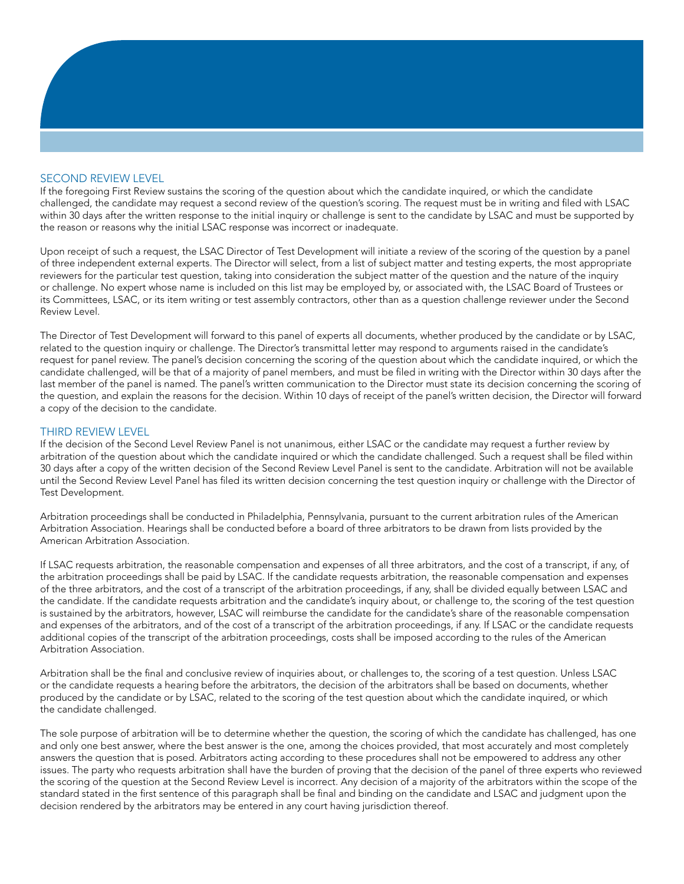## SECOND REVIEW LEVEL

If the foregoing First Review sustains the scoring of the question about which the candidate inquired, or which the candidate challenged, the candidate may request a second review of the question's scoring. The request must be in writing and filed with LSAC within 30 days after the written response to the initial inquiry or challenge is sent to the candidate by LSAC and must be supported by the reason or reasons why the initial LSAC response was incorrect or inadequate.

Upon receipt of such a request, the LSAC Director of Test Development will initiate a review of the scoring of the question by a panel of three independent external experts. The Director will select, from a list of subject matter and testing experts, the most appropriate reviewers for the particular test question, taking into consideration the subject matter of the question and the nature of the inquiry or challenge. No expert whose name is included on this list may be employed by, or associated with, the LSAC Board of Trustees or its Committees, LSAC, or its item writing or test assembly contractors, other than as a question challenge reviewer under the Second Review Level.

The Director of Test Development will forward to this panel of experts all documents, whether produced by the candidate or by LSAC, related to the question inquiry or challenge. The Director's transmittal letter may respond to arguments raised in the candidate's request for panel review. The panel's decision concerning the scoring of the question about which the candidate inquired, or which the candidate challenged, will be that of a majority of panel members, and must be filed in writing with the Director within 30 days after the last member of the panel is named. The panel's written communication to the Director must state its decision concerning the scoring of the question, and explain the reasons for the decision. Within 10 days of receipt of the panel's written decision, the Director will forward a copy of the decision to the candidate.

## THIRD REVIEW LEVEL

If the decision of the Second Level Review Panel is not unanimous, either LSAC or the candidate may request a further review by arbitration of the question about which the candidate inquired or which the candidate challenged. Such a request shall be filed within 30 days after a copy of the written decision of the Second Review Level Panel is sent to the candidate. Arbitration will not be available until the Second Review Level Panel has filed its written decision concerning the test question inquiry or challenge with the Director of Test Development.

Arbitration proceedings shall be conducted in Philadelphia, Pennsylvania, pursuant to the current arbitration rules of the American Arbitration Association. Hearings shall be conducted before a board of three arbitrators to be drawn from lists provided by the American Arbitration Association.

If LSAC requests arbitration, the reasonable compensation and expenses of all three arbitrators, and the cost of a transcript, if any, of the arbitration proceedings shall be paid by LSAC. If the candidate requests arbitration, the reasonable compensation and expenses of the three arbitrators, and the cost of a transcript of the arbitration proceedings, if any, shall be divided equally between LSAC and the candidate. If the candidate requests arbitration and the candidate's inquiry about, or challenge to, the scoring of the test question is sustained by the arbitrators, however, LSAC will reimburse the candidate for the candidate's share of the reasonable compensation and expenses of the arbitrators, and of the cost of a transcript of the arbitration proceedings, if any. If LSAC or the candidate requests additional copies of the transcript of the arbitration proceedings, costs shall be imposed according to the rules of the American Arbitration Association.

Arbitration shall be the final and conclusive review of inquiries about, or challenges to, the scoring of a test question. Unless LSAC or the candidate requests a hearing before the arbitrators, the decision of the arbitrators shall be based on documents, whether produced by the candidate or by LSAC, related to the scoring of the test question about which the candidate inquired, or which the candidate challenged.

The sole purpose of arbitration will be to determine whether the question, the scoring of which the candidate has challenged, has one and only one best answer, where the best answer is the one, among the choices provided, that most accurately and most completely answers the question that is posed. Arbitrators acting according to these procedures shall not be empowered to address any other issues. The party who requests arbitration shall have the burden of proving that the decision of the panel of three experts who reviewed the scoring of the question at the Second Review Level is incorrect. Any decision of a majority of the arbitrators within the scope of the standard stated in the first sentence of this paragraph shall be final and binding on the candidate and LSAC and judgment upon the decision rendered by the arbitrators may be entered in any court having jurisdiction thereof.